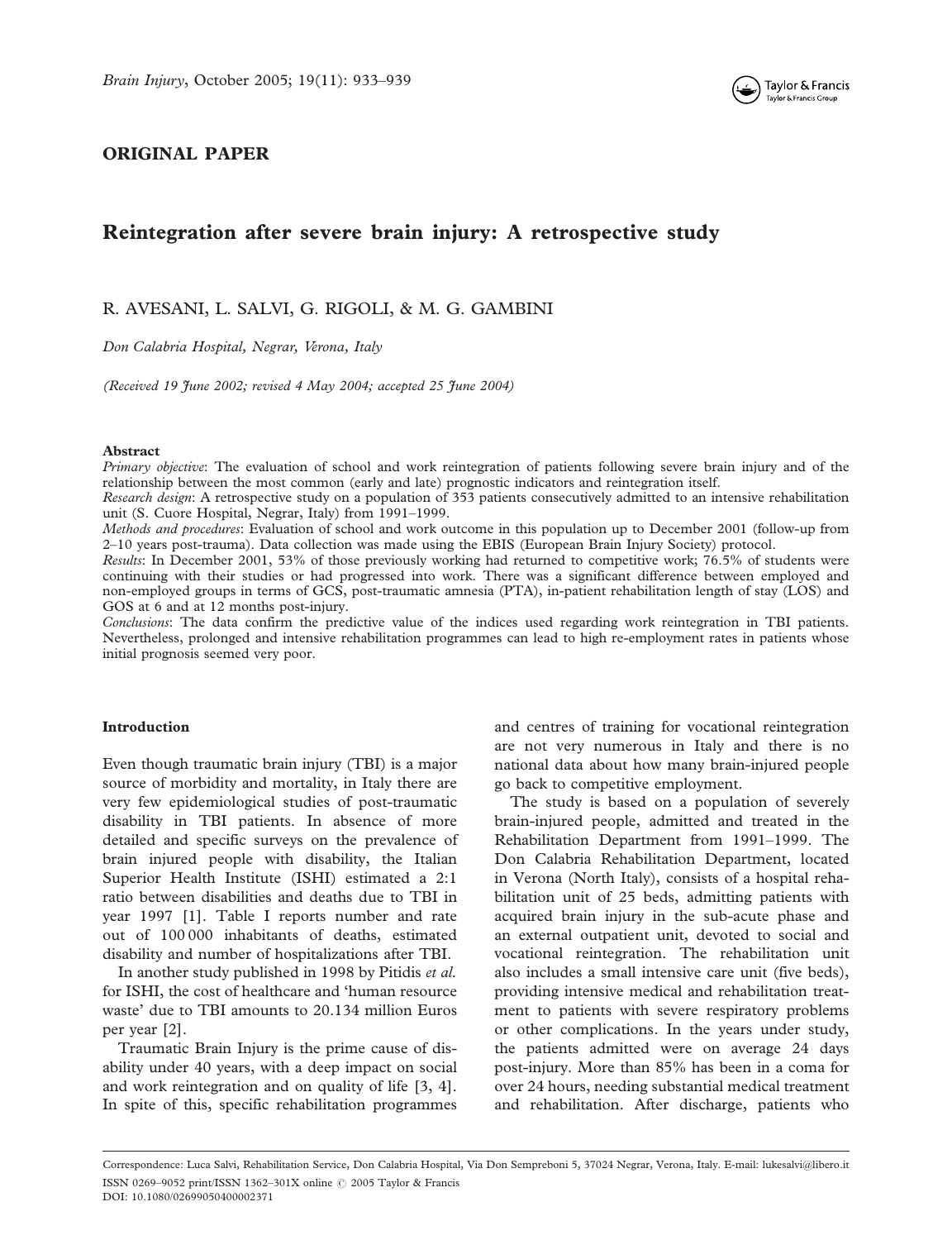ORIGINAL PAPER

# Reintegration after severe brain injury: A retrospective study

R. AVESANI, L. SALVI, G. RIGOLI, & M. G. GAMBINI

*Don Calabria Hospital, Negrar, Verona, Italy*

*(Received 19 June 2002; revised 4 May 2004; accepted 25 June 2004)*

### Abstract

*Primary objective*: The evaluation of school and work reintegration of patients following severe brain injury and of the relationship between the most common (early and late) prognostic indicators and reintegration itself.

*Research design*: A retrospective study on a population of 353 patients consecutively admitted to an intensive rehabilitation unit (S. Cuore Hospital, Negrar, Italy) from 1991–1999.

*Methods and procedures*: Evaluation of school and work outcome in this population up to December 2001 (follow-up from 2–10 years post-trauma). Data collection was made using the EBIS (European Brain Injury Society) protocol.

*Results*: In December 2001, 53% of those previously working had returned to competitive work; 76.5% of students were continuing with their studies or had progressed into work. There was a significant difference between employed and non-employed groups in terms of GCS, post-traumatic amnesia (PTA), in-patient rehabilitation length of stay (LOS) and GOS at 6 and at 12 months post-injury.

*Conclusions*: The data confirm the predictive value of the indices used regarding work reintegration in TBI patients. Nevertheless, prolonged and intensive rehabilitation programmes can lead to high re-employment rates in patients whose initial prognosis seemed very poor.

## Introduction

Even though traumatic brain injury (TBI) is a major source of morbidity and mortality, in Italy there are very few epidemiological studies of post-traumatic disability in TBI patients. In absence of more detailed and specific surveys on the prevalence of brain injured people with disability, the Italian Superior Health Institute (ISHI) estimated a 2:1 ratio between disabilities and deaths due to TBI in year 1997 [1]. Table I reports number and rate out of 100 000 inhabitants of deaths, estimated disability and number of hospitalizations after TBI.

In another study published in 1998 by Pitidis *et al.* for ISHI, the cost of healthcare and 'human resource waste' due to TBI amounts to 20.134 million Euros per year [2].

Traumatic Brain Injury is the prime cause of disability under 40 years, with a deep impact on social and work reintegration and on quality of life [3, 4]. In spite of this, specific rehabilitation programmes and centres of training for vocational reintegration are not very numerous in Italy and there is no national data about how many brain-injured people go back to competitive employment.

The study is based on a population of severely brain-injured people, admitted and treated in the Rehabilitation Department from 1991–1999. The Don Calabria Rehabilitation Department, located in Verona (North Italy), consists of a hospital rehabilitation unit of 25 beds, admitting patients with acquired brain injury in the sub-acute phase and an external outpatient unit, devoted to social and vocational reintegration. The rehabilitation unit also includes a small intensive care unit (five beds), providing intensive medical and rehabilitation treatment to patients with severe respiratory problems or other complications. In the years under study, the patients admitted were on average 24 days post-injury. More than 85% has been in a coma for over 24 hours, needing substantial medical treatment and rehabilitation. After discharge, patients who

Correspondence: Luca Salvi, Rehabilitation Service, Don Calabria Hospital, Via Don Sempreboni 5, 37024 Negrar, Verona, Italy. E-mail: lukesalvi@libero.it

ISSN 0269–9052 print/ISSN 1362–301X online © 2005 Taylor & Francis

DOI: 10.1080/02699050400002371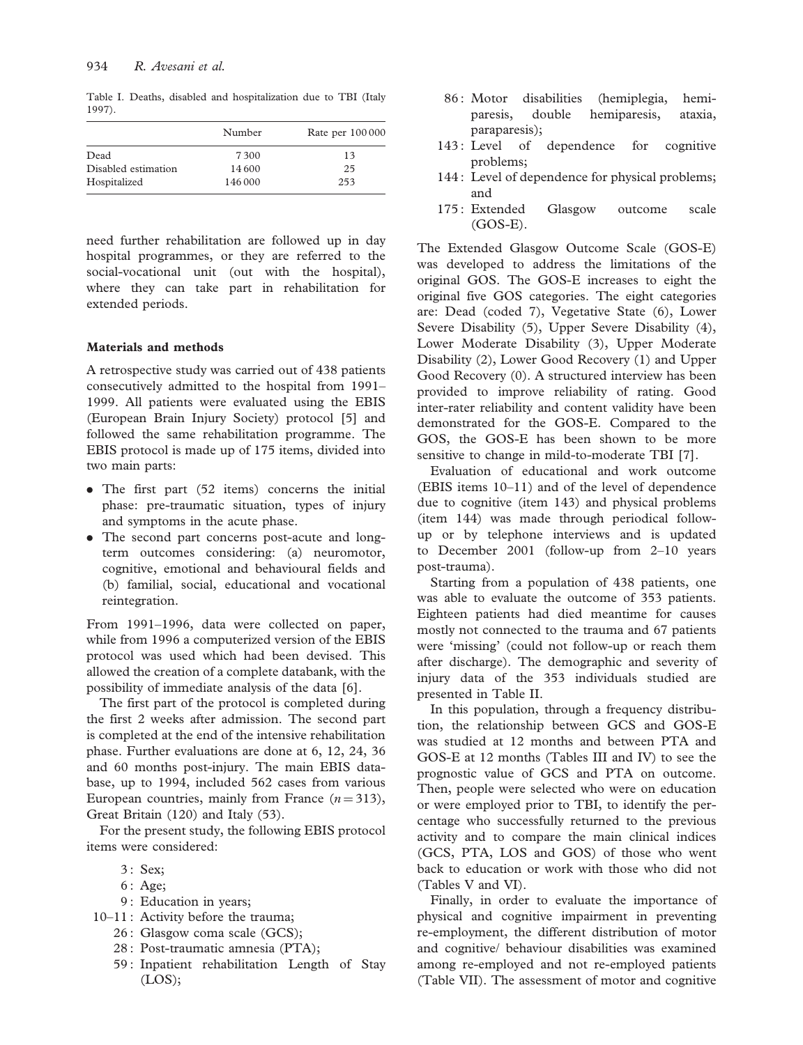Table I. Deaths, disabled and hospitalization due to TBI (Italy 1997).

| | Number | Rate per 100 000 |
|---|---|---|
| Dead | 7 300 | 13 |
| Disabled estimation | 14 600 | 25 |
| Hospitalized | 146 000 | 253 |

need further rehabilitation are followed up in day hospital programmes, or they are referred to the social-vocational unit (out with the hospital), where they can take part in rehabilitation for extended periods.

## Materials and methods

A retrospective study was carried out of 438 patients consecutively admitted to the hospital from 1991–1999. All patients were evaluated using the EBIS (European Brain Injury Society) protocol [5] and followed the same rehabilitation programme. The EBIS protocol is made up of 175 items, divided into two main parts:

- The first part (52 items) concerns the initial phase: pre-traumatic situation, types of injury and symptoms in the acute phase.
- The second part concerns post-acute and long-term outcomes considering: (a) neuromotor, cognitive, emotional and behavioural fields and (b) familial, social, educational and vocational reintegration.

From 1991–1996, data were collected on paper, while from 1996 a computerized version of the EBIS protocol was used which had been devised. This allowed the creation of a complete databank, with the possibility of immediate analysis of the data [6].

The first part of the protocol is completed during the first 2 weeks after admission. The second part is completed at the end of the intensive rehabilitation phase. Further evaluations are done at 6, 12, 24, 36 and 60 months post-injury. The main EBIS database, up to 1994, included 562 cases from various European countries, mainly from France ($n = 313$), Great Britain (120) and Italy (53).

For the present study, the following EBIS protocol items were considered:

- 3 : Sex;
- 6 : Age;
- 9 : Education in years;
- 10–11 : Activity before the trauma;
- 26 : Glasgow coma scale (GCS);
- 28 : Post-traumatic amnesia (PTA);
- 59 : Inpatient rehabilitation Length of Stay (LOS);
- 86 : Motor disabilities (hemiplegia, hemiparesis, double hemiparesis, ataxia, paraparesis);
- 143 : Level of dependence for cognitive problems;
- 144 : Level of dependence for physical problems; and
- 175 : Extended Glasgow outcome scale (GOS-E).

The Extended Glasgow Outcome Scale (GOS-E) was developed to address the limitations of the original GOS. The GOS-E increases to eight the original five GOS categories. The eight categories are: Dead (coded 7), Vegetative State (6), Lower Severe Disability (5), Upper Severe Disability (4), Lower Moderate Disability (3), Upper Moderate Disability (2), Lower Good Recovery (1) and Upper Good Recovery (0). A structured interview has been provided to improve reliability of rating. Good inter-rater reliability and content validity have been demonstrated for the GOS-E. Compared to the GOS, the GOS-E has been shown to be more sensitive to change in mild-to-moderate TBI [7].

Evaluation of educational and work outcome (EBIS items 10–11) and of the level of dependence due to cognitive (item 143) and physical problems (item 144) was made through periodical follow-up or by telephone interviews and is updated to December 2001 (follow-up from 2–10 years post-trauma).

Starting from a population of 438 patients, one was able to evaluate the outcome of 353 patients. Eighteen patients had died meantime for causes mostly not connected to the trauma and 67 patients were 'missing' (could not follow-up or reach them after discharge). The demographic and severity of injury data of the 353 individuals studied are presented in Table II.

In this population, through a frequency distribution, the relationship between GCS and GOS-E was studied at 12 months and between PTA and GOS-E at 12 months (Tables III and IV) to see the prognostic value of GCS and PTA on outcome. Then, people were selected who were on education or were employed prior to TBI, to identify the percentage who successfully returned to the previous activity and to compare the main clinical indices (GCS, PTA, LOS and GOS) of those who went back to education or work with those who did not (Tables V and VI).

Finally, in order to evaluate the importance of physical and cognitive impairment in preventing re-employment, the different distribution of motor and cognitive/ behaviour disabilities was examined among re-employed and not re-employed patients (Table VII). The assessment of motor and cognitive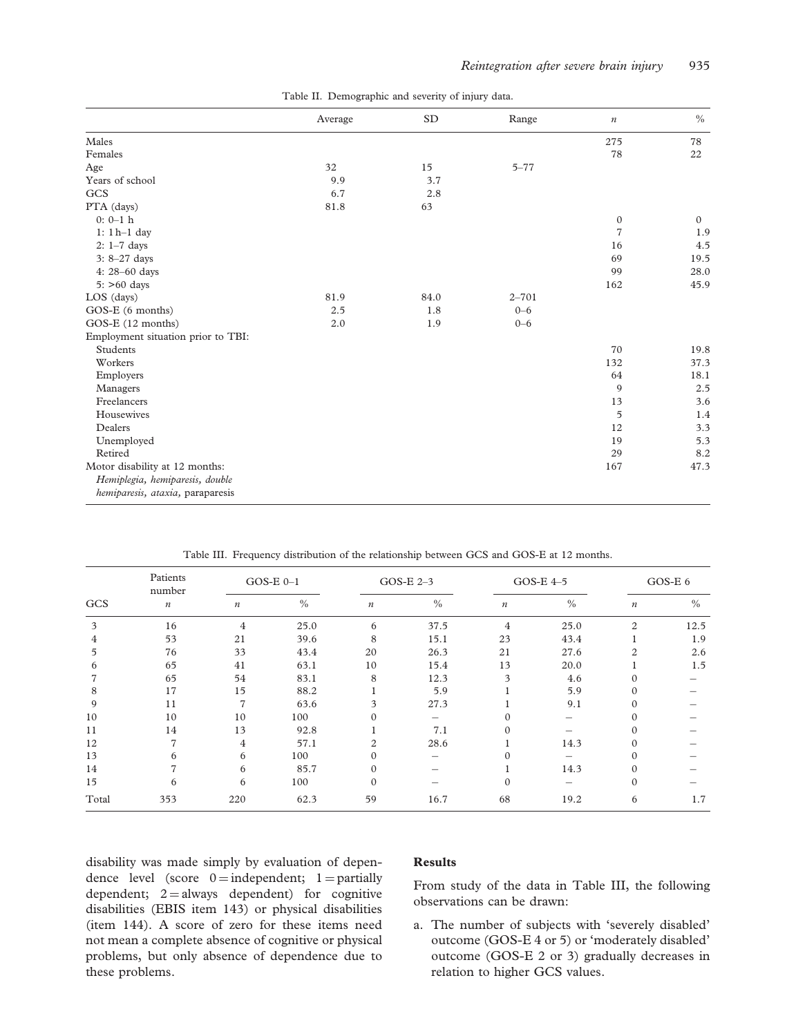Table II. Demographic and severity of injury data.

| | Average | SD | Range | $n$ | % |
|---|---|---|---|---|---|
| Males | | | | 275 | 78 |
| Females | | | | 78 | 22 |
| Age | 32 | 15 | 5–77 | | |
| Years of school | 9.9 | 3.7 | | | |
| GCS | 6.7 | 2.8 | | | |
| PTA (days) | 81.8 | 63 | | | |
| 0: 0–1 h | | | | 0 | 0 |
| 1: 1 h–1 day | | | | 7 | 1.9 |
| 2: 1–7 days | | | | 16 | 4.5 |
| 3: 8–27 days | | | | 69 | 19.5 |
| 4: 28–60 days | | | | 99 | 28.0 |
| 5: >60 days | | | | 162 | 45.9 |
| LOS (days) | 81.9 | 84.0 | 2–701 | | |
| GOS-E (6 months) | 2.5 | 1.8 | 0–6 | | |
| GOS-E (12 months) | 2.0 | 1.9 | 0–6 | | |
| Employment situation prior to TBI: | | | | | |
| Students | | | | 70 | 19.8 |
| Workers | | | | 132 | 37.3 |
| Employers | | | | 64 | 18.1 |
| Managers | | | | 9 | 2.5 |
| Freelancers | | | | 13 | 3.6 |
| Housewives | | | | 5 | 1.4 |
| Dealers | | | | 12 | 3.3 |
| Unemployed | | | | 19 | 5.3 |
| Retired | | | | 29 | 8.2 |
| Motor disability at 12 months: *Hemiplegia, hemiparesis, double hemiparesis, ataxia,* paraparesis | | | | 167 | 47.3 |

Table III. Frequency distribution of the relationship between GCS and GOS-E at 12 months.

| GCS | Patients number | GOS-E 0–1 | | GOS-E 2–3 | | GOS-E 4–5 | | GOS-E 6 | |
|---|---|---|---|---|---|---|---|---|---|
| | $n$ | $n$ | % | $n$ | % | $n$ | % | $n$ | % |
| 3 | 16 | 4 | 25.0 | 6 | 37.5 | 4 | 25.0 | 2 | 12.5 |
| 4 | 53 | 21 | 39.6 | 8 | 15.1 | 23 | 43.4 | 1 | 1.9 |
| 5 | 76 | 33 | 43.4 | 20 | 26.3 | 21 | 27.6 | 2 | 2.6 |
| 6 | 65 | 41 | 63.1 | 10 | 15.4 | 13 | 20.0 | 1 | 1.5 |
| 7 | 65 | 54 | 83.1 | 8 | 12.3 | 3 | 4.6 | 0 | – |
| 8 | 17 | 15 | 88.2 | 1 | 5.9 | 1 | 5.9 | 0 | – |
| 9 | 11 | 7 | 63.6 | 3 | 27.3 | 1 | 9.1 | 0 | – |
| 10 | 10 | 10 | 100 | 0 | – | 0 | – | 0 | – |
| 11 | 14 | 13 | 92.8 | 1 | 7.1 | 0 | – | 0 | – |
| 12 | 7 | 4 | 57.1 | 2 | 28.6 | 1 | 14.3 | 0 | – |
| 13 | 6 | 6 | 100 | 0 | – | 0 | – | 0 | – |
| 14 | 7 | 6 | 85.7 | 0 | – | 1 | 14.3 | 0 | – |
| 15 | 6 | 6 | 100 | 0 | – | 0 | – | 0 | – |
| Total | 353 | 220 | 62.3 | 59 | 16.7 | 68 | 19.2 | 6 | 1.7 |

disability was made simply by evaluation of dependence level (score 0 = independent; 1 = partially dependent; 2 = always dependent) for cognitive disabilities (EBIS item 143) or physical disabilities (item 144). A score of zero for these items need not mean a complete absence of cognitive or physical problems, but only absence of dependence due to these problems.

## Results

From study of the data in Table III, the following observations can be drawn:

a. The number of subjects with 'severely disabled' outcome (GOS-E 4 or 5) or 'moderately disabled' outcome (GOS-E 2 or 3) gradually decreases in relation to higher GCS values.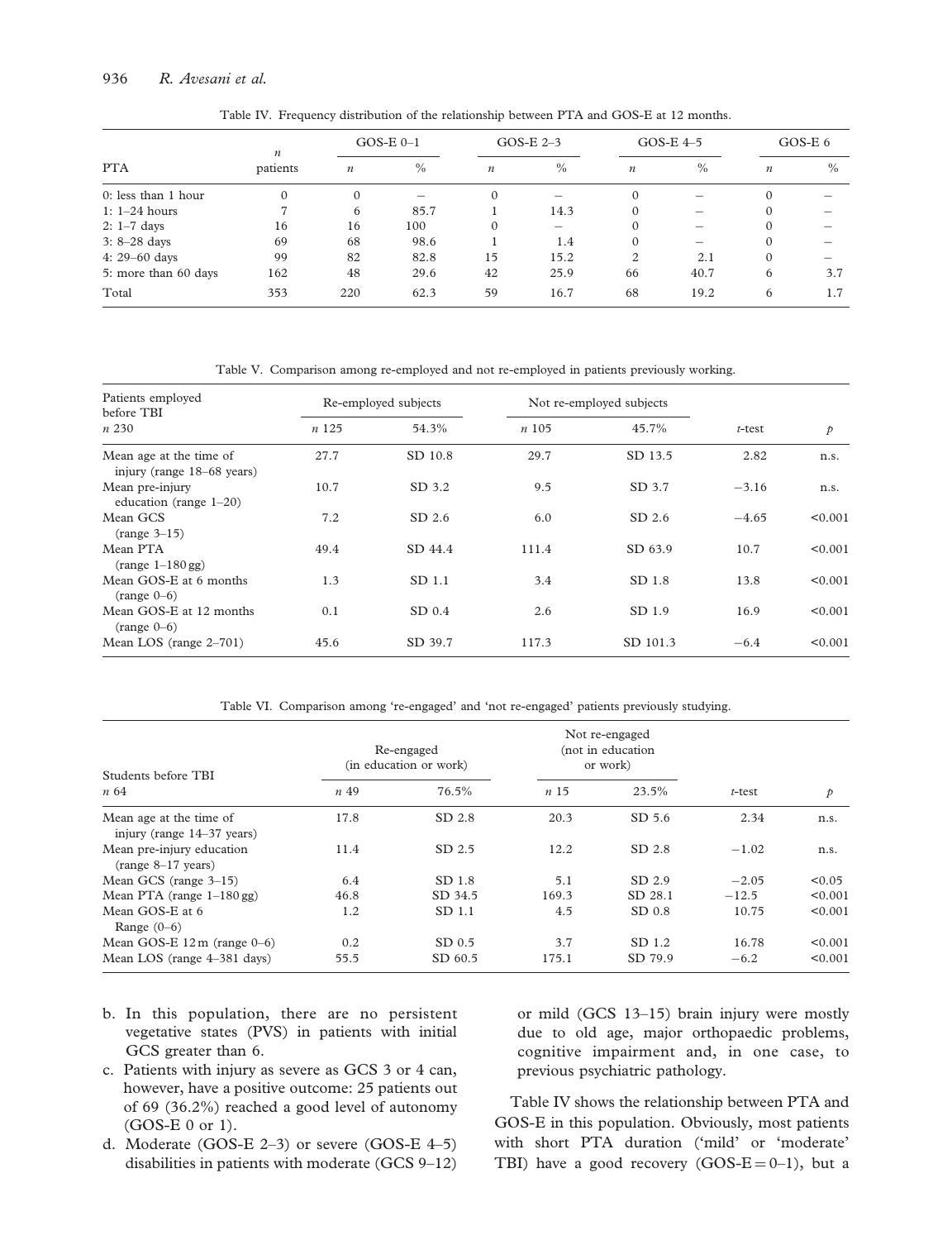Table IV. Frequency distribution of the relationship between PTA and GOS-E at 12 months.

| PTA | n patients | GOS-E 0–1 | | GOS-E 2–3 | | GOS-E 4–5 | | GOS-E 6 | |
|---|---|---|---|---|---|---|---|---|---|
| | | n | % | n | % | n | % | n | % |
| 0: less than 1 hour | 0 | 0 | – | 0 | – | 0 | – | 0 | – |
| 1: 1–24 hours | 7 | 6 | 85.7 | 1 | 14.3 | 0 | – | 0 | – |
| 2: 1–7 days | 16 | 16 | 100 | 0 | – | 0 | – | 0 | – |
| 3: 8–28 days | 69 | 68 | 98.6 | 1 | 1.4 | 0 | – | 0 | – |
| 4: 29–60 days | 99 | 82 | 82.8 | 15 | 15.2 | 2 | 2.1 | 0 | – |
| 5: more than 60 days | 162 | 48 | 29.6 | 42 | 25.9 | 66 | 40.7 | 6 | 3.7 |
| Total | 353 | 220 | 62.3 | 59 | 16.7 | 68 | 19.2 | 6 | 1.7 |

Table V. Comparison among re-employed and not re-employed in patients previously working.

| Patients employed before TBI | Re-employed subjects | | Not re-employed subjects | | | |
|---|---|---|---|---|---|---|
| n 230 | n 125 | 54.3% | n 105 | 45.7% | t-test | p |
| Mean age at the time of injury (range 18–68 years) | 27.7 | SD 10.8 | 29.7 | SD 13.5 | 2.82 | n.s. |
| Mean pre-injury education (range 1–20) | 10.7 | SD 3.2 | 9.5 | SD 3.7 | −3.16 | n.s. |
| Mean GCS (range 3–15) | 7.2 | SD 2.6 | 6.0 | SD 2.6 | −4.65 | <0.001 |
| Mean PTA (range 1–180 gg) | 49.4 | SD 44.4 | 111.4 | SD 63.9 | 10.7 | <0.001 |
| Mean GOS-E at 6 months (range 0–6) | 1.3 | SD 1.1 | 3.4 | SD 1.8 | 13.8 | <0.001 |
| Mean GOS-E at 12 months (range 0–6) | 0.1 | SD 0.4 | 2.6 | SD 1.9 | 16.9 | <0.001 |
| Mean LOS (range 2–701) | 45.6 | SD 39.7 | 117.3 | SD 101.3 | −6.4 | <0.001 |

Table VI. Comparison among 're-engaged' and 'not re-engaged' patients previously studying.

| Students before TBI | Re-engaged (in education or work) | | Not re-engaged (not in education or work) | | | |
|---|---|---|---|---|---|---|
| n 64 | n 49 | 76.5% | n 15 | 23.5% | t-test | p |
| Mean age at the time of injury (range 14–37 years) | 17.8 | SD 2.8 | 20.3 | SD 5.6 | 2.34 | n.s. |
| Mean pre-injury education (range 8–17 years) | 11.4 | SD 2.5 | 12.2 | SD 2.8 | −1.02 | n.s. |
| Mean GCS (range 3–15) | 6.4 | SD 1.8 | 5.1 | SD 2.9 | −2.05 | <0.05 |
| Mean PTA (range 1–180 gg) | 46.8 | SD 34.5 | 169.3 | SD 28.1 | −12.5 | <0.001 |
| Mean GOS-E at 6 Range (0–6) | 1.2 | SD 1.1 | 4.5 | SD 0.8 | 10.75 | <0.001 |
| Mean GOS-E 12 m (range 0–6) | 0.2 | SD 0.5 | 3.7 | SD 1.2 | 16.78 | <0.001 |
| Mean LOS (range 4–381 days) | 55.5 | SD 60.5 | 175.1 | SD 79.9 | −6.2 | <0.001 |

b. In this population, there are no persistent vegetative states (PVS) in patients with initial GCS greater than 6.

c. Patients with injury as severe as GCS 3 or 4 can, however, have a positive outcome: 25 patients out of 69 (36.2%) reached a good level of autonomy (GOS-E 0 or 1).

d. Moderate (GOS-E 2–3) or severe (GOS-E 4–5) disabilities in patients with moderate (GCS 9–12) or mild (GCS 13–15) brain injury were mostly due to old age, major orthopaedic problems, cognitive impairment and, in one case, to previous psychiatric pathology.

Table IV shows the relationship between PTA and GOS-E in this population. Obviously, most patients with short PTA duration ('mild' or 'moderate' TBI) have a good recovery (GOS-E = 0–1), but a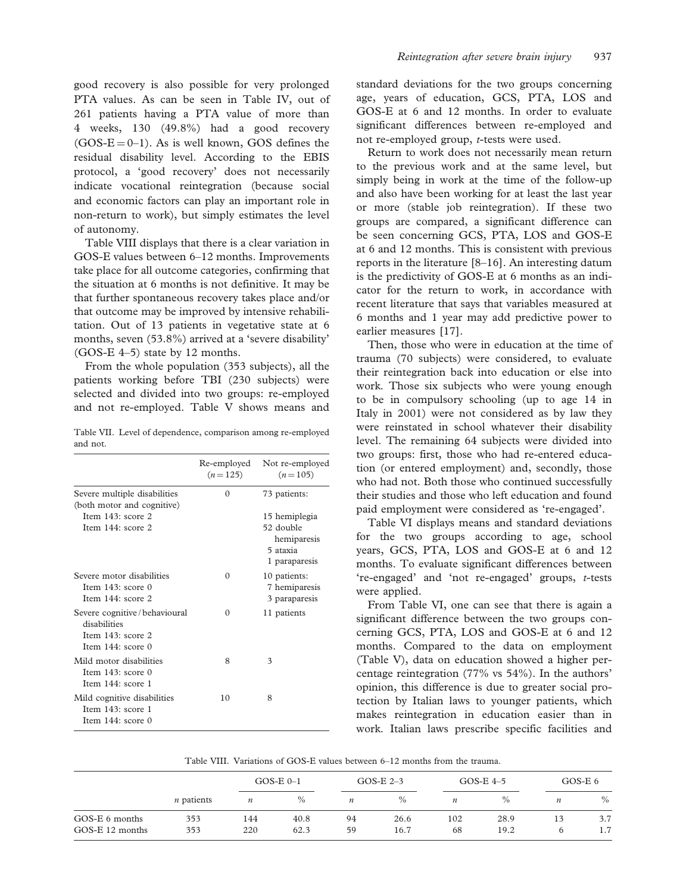good recovery is also possible for very prolonged PTA values. As can be seen in Table IV, out of 261 patients having a PTA value of more than 4 weeks, 130 (49.8%) had a good recovery (GOS-E = 0–1). As is well known, GOS defines the residual disability level. According to the EBIS protocol, a 'good recovery' does not necessarily indicate vocational reintegration (because social and economic factors can play an important role in non-return to work), but simply estimates the level of autonomy.

Table VIII displays that there is a clear variation in GOS-E values between 6–12 months. Improvements take place for all outcome categories, confirming that the situation at 6 months is not definitive. It may be that further spontaneous recovery takes place and/or that outcome may be improved by intensive rehabilitation. Out of 13 patients in vegetative state at 6 months, seven (53.8%) arrived at a 'severe disability' (GOS-E 4–5) state by 12 months.

From the whole population (353 subjects), all the patients working before TBI (230 subjects) were selected and divided into two groups: re-employed and not re-employed. Table V shows means and standard deviations for the two groups concerning age, years of education, GCS, PTA, LOS and GOS-E at 6 and 12 months. In order to evaluate significant differences between re-employed and not re-employed group, *t*-tests were used.

Table VII. Level of dependence, comparison among re-employed and not.

| | Re-employed ($n = 125$) | Not re-employed ($n = 105$) |
|---|---|---|
| Severe multiple disabilities (both motor and cognitive) | 0 | 73 patients: |
| Item 143: score 2 | | 15 hemiplegia |
| Item 144: score 2 | | 52 double hemiparesis |
| | | 5 ataxia |
| | | 1 paraparesis |
| Severe motor disabilities | 0 | 10 patients: |
| Item 143: score 0 | | 7 hemiparesis |
| Item 144: score 2 | | 3 paraparesis |
| Severe cognitive/behavioural disabilities | 0 | 11 patients |
| Item 143: score 2 | | |
| Item 144: score 0 | | |
| Mild motor disabilities | 8 | 3 |
| Item 143: score 0 | | |
| Item 144: score 1 | | |
| Mild cognitive disabilities | 10 | 8 |
| Item 143: score 1 | | |
| Item 144: score 0 | | |

Return to work does not necessarily mean return to the previous work and at the same level, but simply being in work at the time of the follow-up and also have been working for at least the last year or more (stable job reintegration). If these two groups are compared, a significant difference can be seen concerning GCS, PTA, LOS and GOS-E at 6 and 12 months. This is consistent with previous reports in the literature [8–16]. An interesting datum is the predictivity of GOS-E at 6 months as an indicator for the return to work, in accordance with recent literature that says that variables measured at 6 months and 1 year may add predictive power to earlier measures [17].

Then, those who were in education at the time of trauma (70 subjects) were considered, to evaluate their reintegration back into education or else into work. Those six subjects who were young enough to be in compulsory schooling (up to age 14 in Italy in 2001) were not considered as by law they were reinstated in school whatever their disability level. The remaining 64 subjects were divided into two groups: first, those who had re-entered education (or entered employment) and, secondly, those who had not. Both those who continued successfully their studies and those who left education and found paid employment were considered as 're-engaged'.

Table VI displays means and standard deviations for the two groups according to age, school years, GCS, PTA, LOS and GOS-E at 6 and 12 months. To evaluate significant differences between 're-engaged' and 'not re-engaged' groups, *t*-tests were applied.

From Table VI, one can see that there is again a significant difference between the two groups concerning GCS, PTA, LOS and GOS-E at 6 and 12 months. Compared to the data on employment (Table V), data on education showed a higher percentage reintegration (77% vs 54%). In the authors' opinion, this difference is due to greater social protection by Italian laws to younger patients, which makes reintegration in education easier than in work. Italian laws prescribe specific facilities and

Table VIII. Variations of GOS-E values between 6–12 months from the trauma.

| | | GOS-E 0–1 | | GOS-E 2–3 | | GOS-E 4–5 | | GOS-E 6 | |
|---|---|---|---|---|---|---|---|---|---|
| | *n* patients | *n* | % | *n* | % | *n* | % | *n* | % |
| GOS-E 6 months | 353 | 144 | 40.8 | 94 | 26.6 | 102 | 28.9 | 13 | 3.7 |
| GOS-E 12 months | 353 | 220 | 62.3 | 59 | 16.7 | 68 | 19.2 | 6 | 1.7 |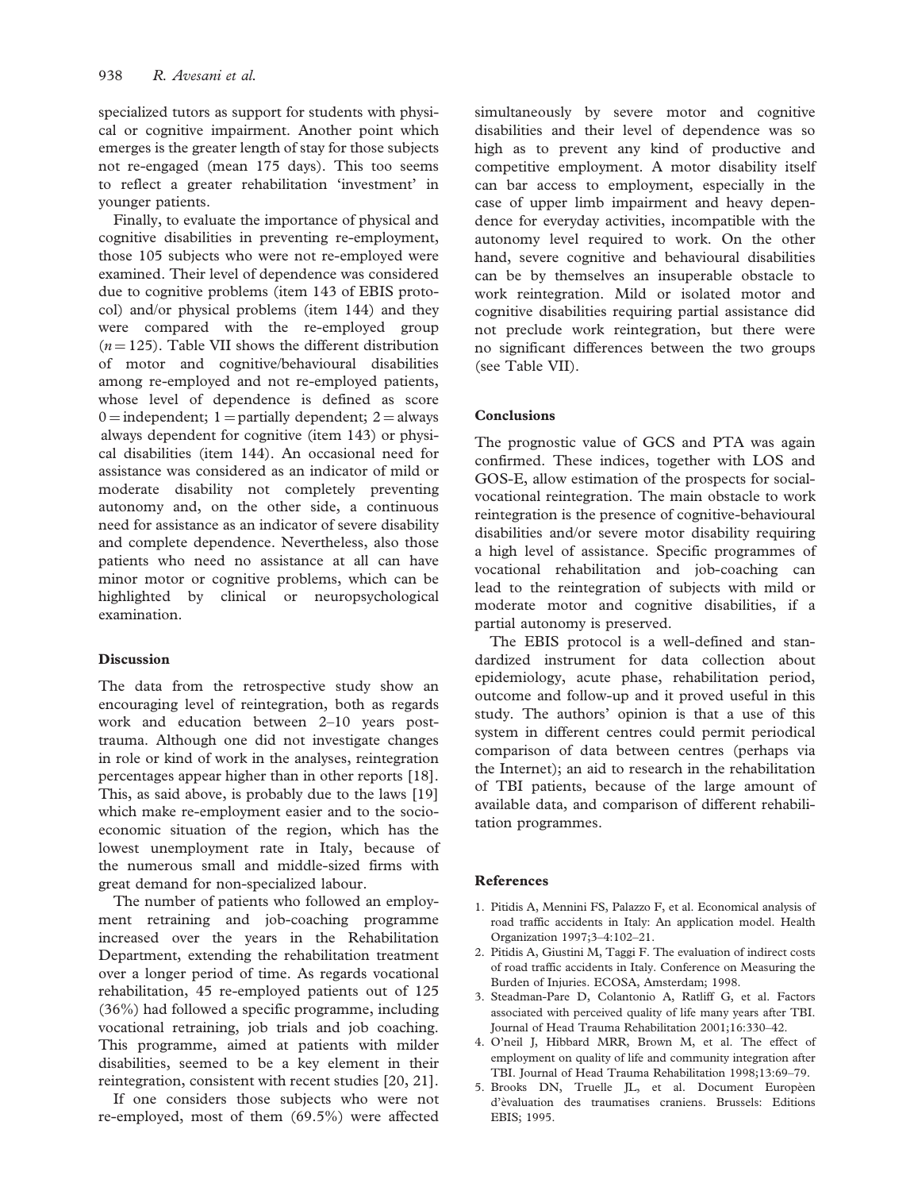specialized tutors as support for students with physical or cognitive impairment. Another point which emerges is the greater length of stay for those subjects not re-engaged (mean 175 days). This too seems to reflect a greater rehabilitation 'investment' in younger patients.

Finally, to evaluate the importance of physical and cognitive disabilities in preventing re-employment, those 105 subjects who were not re-employed were examined. Their level of dependence was considered due to cognitive problems (item 143 of EBIS protocol) and/or physical problems (item 144) and they were compared with the re-employed group ($n = 125$). Table VII shows the different distribution of motor and cognitive/behavioural disabilities among re-employed and not re-employed patients, whose level of dependence is defined as score 0 = independent; 1 = partially dependent; 2 = always always dependent for cognitive (item 143) or physical disabilities (item 144). An occasional need for assistance was considered as an indicator of mild or moderate disability not completely preventing autonomy and, on the other side, a continuous need for assistance as an indicator of severe disability and complete dependence. Nevertheless, also those patients who need no assistance at all can have minor motor or cognitive problems, which can be highlighted by clinical or neuropsychological examination.

## Discussion

The data from the retrospective study show an encouraging level of reintegration, both as regards work and education between 2–10 years post-trauma. Although one did not investigate changes in role or kind of work in the analyses, reintegration percentages appear higher than in other reports [18]. This, as said above, is probably due to the laws [19] which make re-employment easier and to the socio-economic situation of the region, which has the lowest unemployment rate in Italy, because of the numerous small and middle-sized firms with great demand for non-specialized labour.

The number of patients who followed an employment retraining and job-coaching programme increased over the years in the Rehabilitation Department, extending the rehabilitation treatment over a longer period of time. As regards vocational rehabilitation, 45 re-employed patients out of 125 (36%) had followed a specific programme, including vocational retraining, job trials and job coaching. This programme, aimed at patients with milder disabilities, seemed to be a key element in their reintegration, consistent with recent studies [20, 21].

If one considers those subjects who were not re-employed, most of them (69.5%) were affected simultaneously by severe motor and cognitive disabilities and their level of dependence was so high as to prevent any kind of productive and competitive employment. A motor disability itself can bar access to employment, especially in the case of upper limb impairment and heavy dependence for everyday activities, incompatible with the autonomy level required to work. On the other hand, severe cognitive and behavioural disabilities can be by themselves an insuperable obstacle to work reintegration. Mild or isolated motor and cognitive disabilities requiring partial assistance did not preclude work reintegration, but there were no significant differences between the two groups (see Table VII).

## Conclusions

The prognostic value of GCS and PTA was again confirmed. These indices, together with LOS and GOS-E, allow estimation of the prospects for social-vocational reintegration. The main obstacle to work reintegration is the presence of cognitive-behavioural disabilities and/or severe motor disability requiring a high level of assistance. Specific programmes of vocational rehabilitation and job-coaching can lead to the reintegration of subjects with mild or moderate motor and cognitive disabilities, if a partial autonomy is preserved.

The EBIS protocol is a well-defined and standardized instrument for data collection about epidemiology, acute phase, rehabilitation period, outcome and follow-up and it proved useful in this study. The authors' opinion is that a use of this system in different centres could permit periodical comparison of data between centres (perhaps via the Internet); an aid to research in the rehabilitation of TBI patients, because of the large amount of available data, and comparison of different rehabilitation programmes.

## References

1. Pitidis A, Mennini FS, Palazzo F, et al. Economical analysis of road traffic accidents in Italy: An application model. Health Organization 1997;3–4:102–21.
2. Pitidis A, Giustini M, Taggi F. The evaluation of indirect costs of road traffic accidents in Italy. Conference on Measuring the Burden of Injuries. ECOSA, Amsterdam; 1998.
3. Steadman-Pare D, Colantonio A, Ratliff G, et al. Factors associated with perceived quality of life many years after TBI. Journal of Head Trauma Rehabilitation 2001;16:330–42.
4. O'neil J, Hibbard MRR, Brown M, et al. The effect of employment on quality of life and community integration after TBI. Journal of Head Trauma Rehabilitation 1998;13:69–79.
5. Brooks DN, Truelle JL, et al. Document Europèen d'èvaluation des traumatises craniens. Brussels: Editions EBIS; 1995.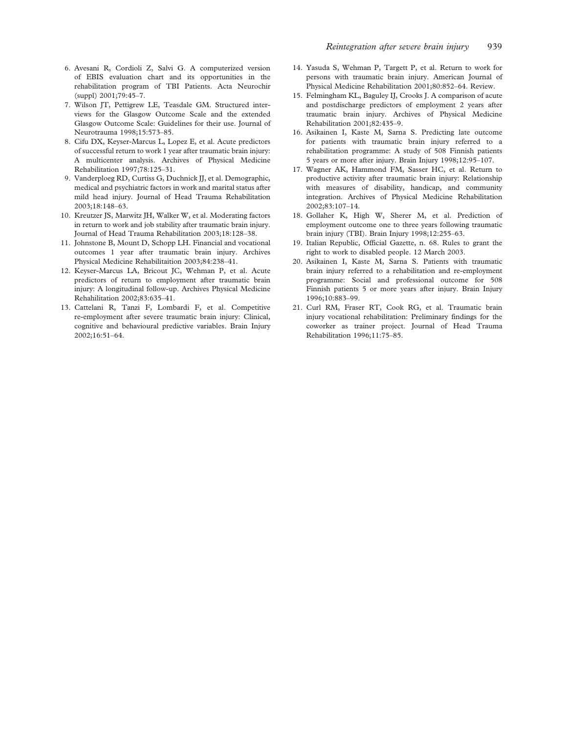6. Avesani R, Cordioli Z, Salvi G. A computerized version of EBIS evaluation chart and its opportunities in the rehabilitation program of TBI Patients. Acta Neurochir (suppl) 2001;79:45–7.
7. Wilson JT, Pettigrew LE, Teasdale GM. Structured interviews for the Glasgow Outcome Scale and the extended Glasgow Outcome Scale: Guidelines for their use. Journal of Neurotrauma 1998;15:573–85.
8. Cifu DX, Keyser-Marcus L, Lopez E, et al. Acute predictors of successful return to work 1 year after traumatic brain injury: A multicenter analysis. Archives of Physical Medicine Rehabilitation 1997;78:125–31.
9. Vanderploeg RD, Curtiss G, Duchnick JJ, et al. Demographic, medical and psychiatric factors in work and marital status after mild head injury. Journal of Head Trauma Rehabilitation 2003;18:148–63.
10. Kreutzer JS, Marwitz JH, Walker W, et al. Moderating factors in return to work and job stability after traumatic brain injury. Journal of Head Trauma Rehabilitation 2003;18:128–38.
11. Johnstone B, Mount D, Schopp LH. Financial and vocational outcomes 1 year after traumatic brain injury. Archives Physical Medicine Rehabilitaition 2003;84:238–41.
12. Keyser-Marcus LA, Bricout JC, Wehman P, et al. Acute predictors of return to employment after traumatic brain injury: A longitudinal follow-up. Archives Physical Medicine Rehahilitation 2002;83:635–41.
13. Cattelani R, Tanzi F, Lombardi F, et al. Competitive re-employment after severe traumatic brain injury: Clinical, cognitive and behavioural predictive variables. Brain Injury 2002;16:51–64.
14. Yasuda S, Wehman P, Targett P, et al. Return to work for persons with traumatic brain injury. American Journal of Physical Medicine Rehabilitation 2001;80:852–64. Review.
15. Felmingham KL, Baguley IJ, Crooks J. A comparison of acute and postdischarge predictors of employment 2 years after traumatic brain injury. Archives of Physical Medicine Rehabilitation 2001;82:435–9.
16. Asikainen I, Kaste M, Sarna S. Predicting late outcome for patients with traumatic brain injury referred to a rehabilitation programme: A study of 508 Finnish patients 5 years or more after injury. Brain Injury 1998;12:95–107.
17. Wagner AK, Hammond FM, Sasser HC, et al. Return to productive activity after traumatic brain injury: Relationship with measures of disability, handicap, and community integration. Archives of Physical Medicine Rehabilitation 2002;83:107–14.
18. Gollaher K, High W, Sherer M, et al. Prediction of employment outcome one to three years following traumatic brain injury (TBI). Brain Injury 1998;12:255–63.
19. Italian Republic, Official Gazette, n. 68. Rules to grant the right to work to disabled people. 12 March 2003.
20. Asikainen I, Kaste M, Sarna S. Patients with traumatic brain injury referred to a rehabilitation and re-employment programme: Social and professional outcome for 508 Finnish patients 5 or more years after injury. Brain Injury 1996;10:883–99.
21. Curl RM, Fraser RT, Cook RG, et al. Traumatic brain injury vocational rehabilitation: Preliminary findings for the coworker as trainer project. Journal of Head Trauma Rehabilitation 1996;11:75–85.